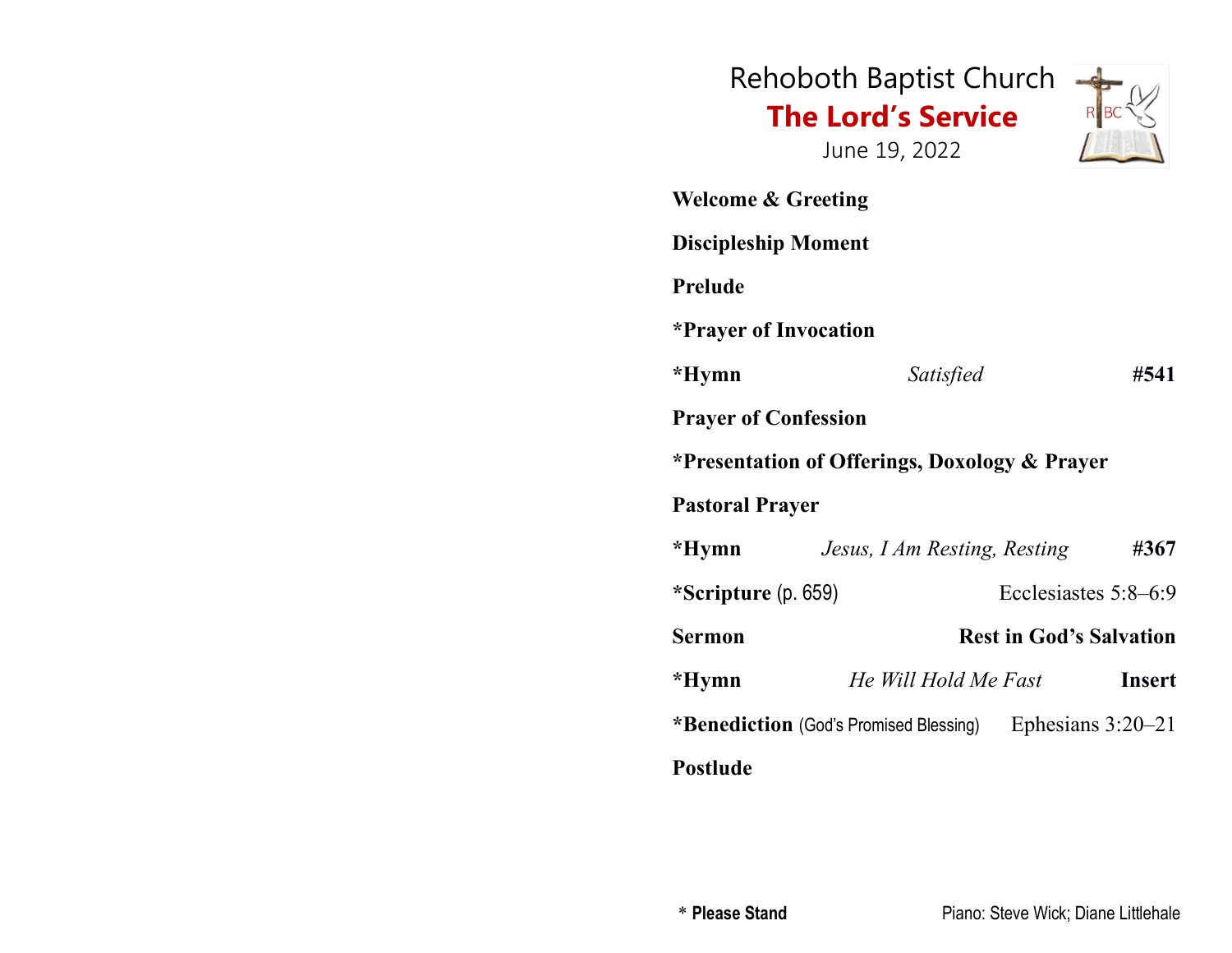# Rehoboth Baptist Church

## The Lord's Service

June 19, 2022

**Welcome & Greeting**

**Discipleship Moment**

**Prelude**

**\*Prayer of Invocation**

**\*Hymn** *Satisfied* **#541**

**Prayer of Confession**

**\*Presentation of Offerings, Doxology & Prayer**

**Pastoral Prayer**

**\*Hymn** *Jesus, I Am Resting, Resting* **#367**

**\*Scripture** (p. 659) Ecclesiastes 5:8–6:9

**Sermon** **Rest in God's Salvation**

**\*Hymn** *He Will Hold Me Fast* **Insert**

**\*Benediction** (God's Promised Blessing) Ephesians 3:20–21

**Postlude**

\* **Please Stand**

Piano: Steve Wick; Diane Littlehale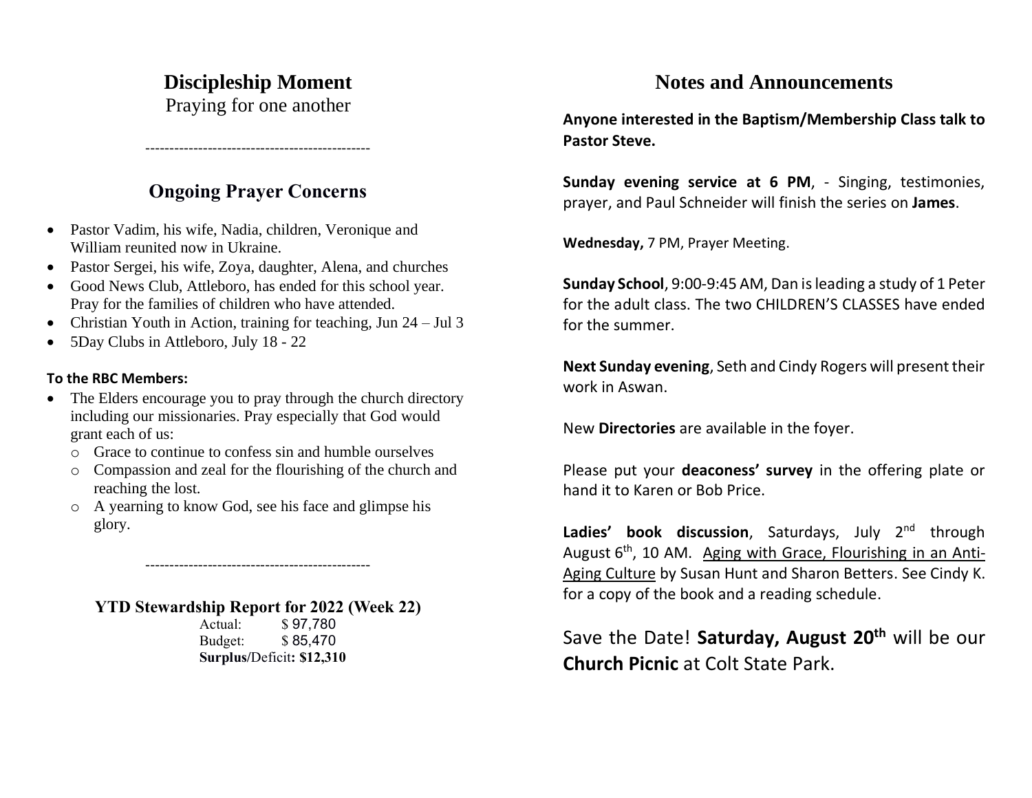## Discipleship Moment

Praying for one another

-----------------------------------------------

## Ongoing Prayer Concerns

- Pastor Vadim, his wife, Nadia, children, Veronique and William reunited now in Ukraine.
- Pastor Sergei, his wife, Zoya, daughter, Alena, and churches
- Good News Club, Attleboro, has ended for this school year. Pray for the families of children who have attended.
- Christian Youth in Action, training for teaching, Jun 24 – Jul 3
- 5Day Clubs in Attleboro, July 18 - 22

**To the RBC Members:**

- The Elders encourage you to pray through the church directory including our missionaries. Pray especially that God would grant each of us:
  - Grace to continue to confess sin and humble ourselves
  - Compassion and zeal for the flourishing of the church and reaching the lost.
  - A yearning to know God, see his face and glimpse his glory.

-----------------------------------------------

**YTD Stewardship Report for 2022 (Week 22)**

Actual: $ 97,780
Budget: $ 85,470
**Surplus**/Deficit**: $12,310**

## Notes and Announcements

**Anyone interested in the Baptism/Membership Class talk to Pastor Steve.**

**Sunday evening service at 6 PM**, - Singing, testimonies, prayer, and Paul Schneider will finish the series on **James**.

**Wednesday,** 7 PM, Prayer Meeting.

**Sunday School**, 9:00-9:45 AM, Dan is leading a study of 1 Peter for the adult class. The two CHILDREN'S CLASSES have ended for the summer.

**Next Sunday evening**, Seth and Cindy Rogers will present their work in Aswan.

New **Directories** are available in the foyer.

Please put your **deaconess' survey** in the offering plate or hand it to Karen or Bob Price.

**Ladies' book discussion**, Saturdays, July 2nd through August 6th, 10 AM. Aging with Grace, Flourishing in an Anti-Aging Culture by Susan Hunt and Sharon Betters. See Cindy K. for a copy of the book and a reading schedule.

Save the Date! **Saturday, August 20th** will be our **Church Picnic** at Colt State Park.